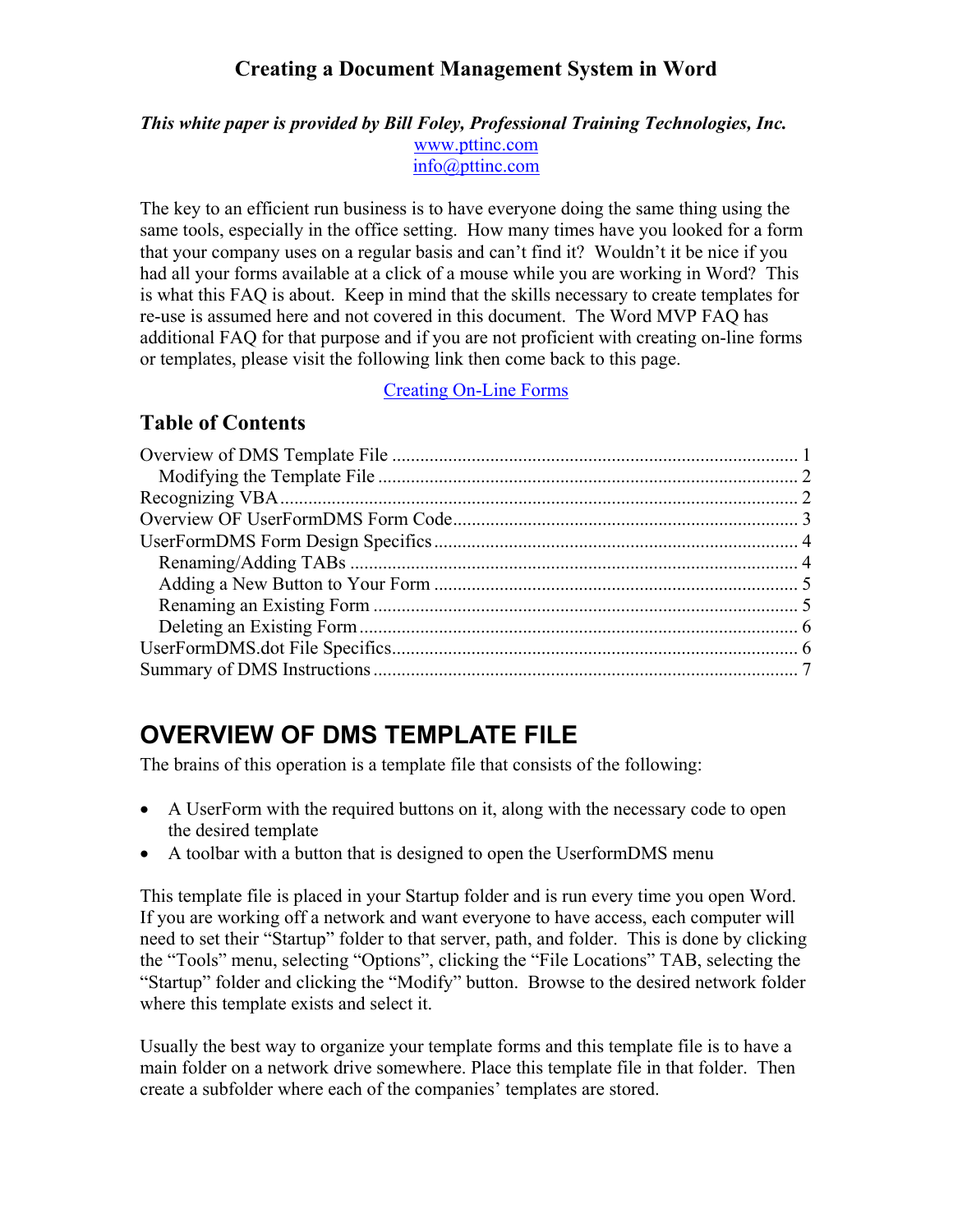# Creating a Document Management System in Word

***This white paper is provided by Bill Foley, Professional Training Technologies, Inc.***

[www.pttinc.com](http://www.pttinc.com)

[info@pttinc.com](mailto:info@pttinc.com)

The key to an efficient run business is to have everyone doing the same thing using the same tools, especially in the office setting. How many times have you looked for a form that your company uses on a regular basis and can't find it? Wouldn't it be nice if you had all your forms available at a click of a mouse while you are working in Word? This is what this FAQ is about. Keep in mind that the skills necessary to create templates for re-use is assumed here and not covered in this document. The Word MVP FAQ has additional FAQ for that purpose and if you are not proficient with creating on-line forms or templates, please visit the following link then come back to this page.

Creating On-Line Forms

## Table of Contents

- Overview of DMS Template File ..................... 1
  - Modifying the Template File ..................... 2
- Recognizing VBA ..................... 2
- Overview OF UserFormDMS Form Code ..................... 3
- UserFormDMS Form Design Specifics ..................... 4
  - Renaming/Adding TABs ..................... 4
  - Adding a New Button to Your Form ..................... 5
  - Renaming an Existing Form ..................... 5
  - Deleting an Existing Form ..................... 6
- UserFormDMS.dot File Specifics ..................... 6
- Summary of DMS Instructions ..................... 7

# OVERVIEW OF DMS TEMPLATE FILE

The brains of this operation is a template file that consists of the following:

- A UserForm with the required buttons on it, along with the necessary code to open the desired template
- A toolbar with a button that is designed to open the UserformDMS menu

This template file is placed in your Startup folder and is run every time you open Word. If you are working off a network and want everyone to have access, each computer will need to set their "Startup" folder to that server, path, and folder. This is done by clicking the "Tools" menu, selecting "Options", clicking the "File Locations" TAB, selecting the "Startup" folder and clicking the "Modify" button. Browse to the desired network folder where this template exists and select it.

Usually the best way to organize your template forms and this template file is to have a main folder on a network drive somewhere. Place this template file in that folder. Then create a subfolder where each of the companies' templates are stored.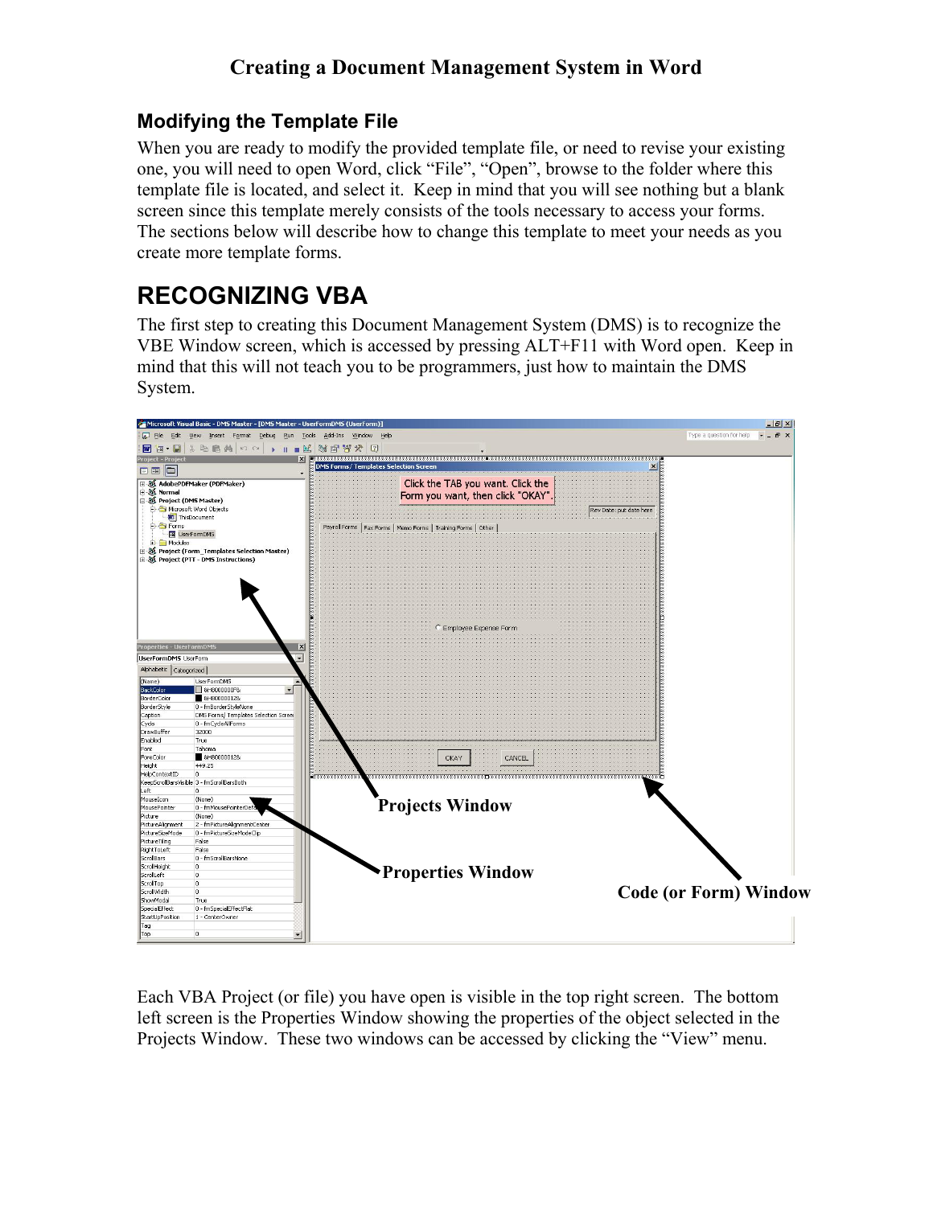**Creating a Document Management System in Word**

## Modifying the Template File

When you are ready to modify the provided template file, or need to revise your existing one, you will need to open Word, click "File", "Open", browse to the folder where this template file is located, and select it. Keep in mind that you will see nothing but a blank screen since this template merely consists of the tools necessary to access your forms. The sections below will describe how to change this template to meet your needs as you create more template forms.

# RECOGNIZING VBA

The first step to creating this Document Management System (DMS) is to recognize the VBE Window screen, which is accessed by pressing ALT+F11 with Word open. Keep in mind that this will not teach you to be programmers, just how to maintain the DMS System.

**Projects Window**

**Properties Window**

**Code (or Form) Window**

Each VBA Project (or file) you have open is visible in the top right screen. The bottom left screen is the Properties Window showing the properties of the object selected in the Projects Window. These two windows can be accessed by clicking the "View" menu.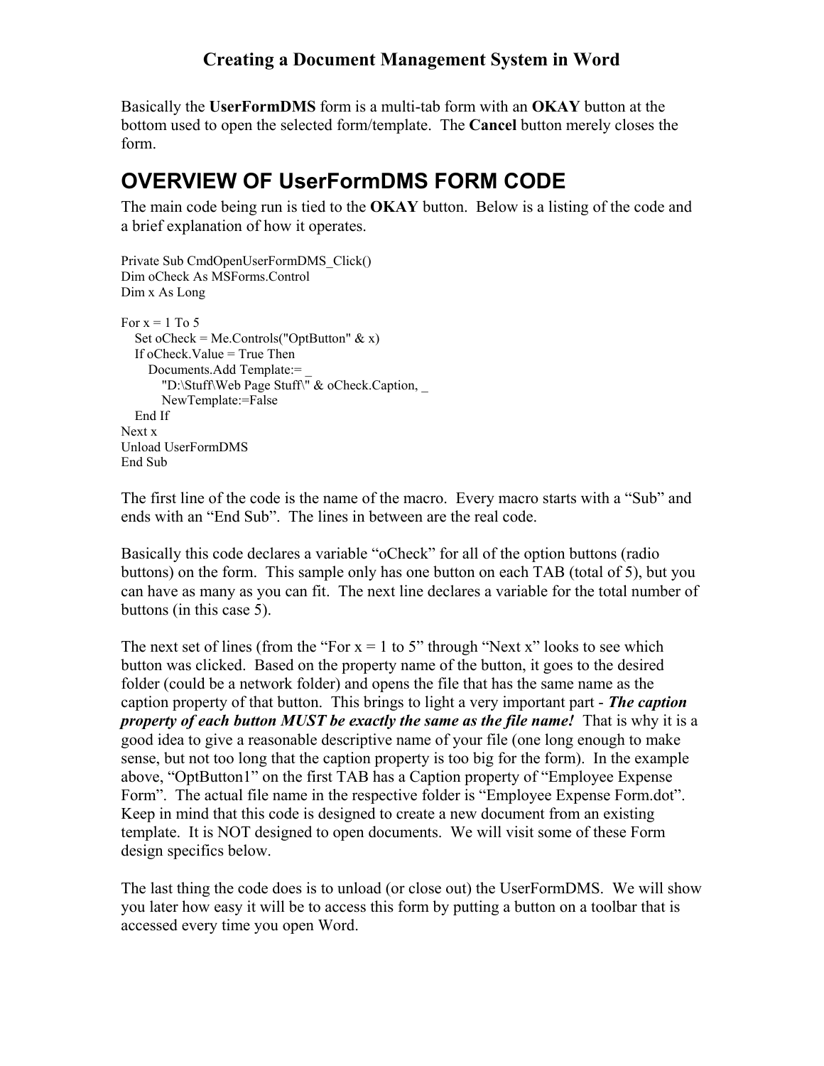## Creating a Document Management System in Word

Basically the **UserFormDMS** form is a multi-tab form with an **OKAY** button at the bottom used to open the selected form/template. The **Cancel** button merely closes the form.

# OVERVIEW OF UserFormDMS FORM CODE

The main code being run is tied to the **OKAY** button. Below is a listing of the code and a brief explanation of how it operates.

```
Private Sub CmdOpenUserFormDMS_Click()
Dim oCheck As MSForms.Control
Dim x As Long

For x = 1 To 5
   Set oCheck = Me.Controls("OptButton" & x)
   If oCheck.Value = True Then
      Documents.Add Template:= _
         "D:\Stuff\Web Page Stuff\" & oCheck.Caption, _
         NewTemplate:=False
   End If
Next x
Unload UserFormDMS
End Sub
```

The first line of the code is the name of the macro. Every macro starts with a "Sub" and ends with an "End Sub". The lines in between are the real code.

Basically this code declares a variable "oCheck" for all of the option buttons (radio buttons) on the form. This sample only has one button on each TAB (total of 5), but you can have as many as you can fit. The next line declares a variable for the total number of buttons (in this case 5).

The next set of lines (from the "For x = 1 to 5" through "Next x" looks to see which button was clicked. Based on the property name of the button, it goes to the desired folder (could be a network folder) and opens the file that has the same name as the caption property of that button. This brings to light a very important part - ***The caption property of each button MUST be exactly the same as the file name!*** That is why it is a good idea to give a reasonable descriptive name of your file (one long enough to make sense, but not too long that the caption property is too big for the form). In the example above, "OptButton1" on the first TAB has a Caption property of "Employee Expense Form". The actual file name in the respective folder is "Employee Expense Form.dot". Keep in mind that this code is designed to create a new document from an existing template. It is NOT designed to open documents. We will visit some of these Form design specifics below.

The last thing the code does is to unload (or close out) the UserFormDMS. We will show you later how easy it will be to access this form by putting a button on a toolbar that is accessed every time you open Word.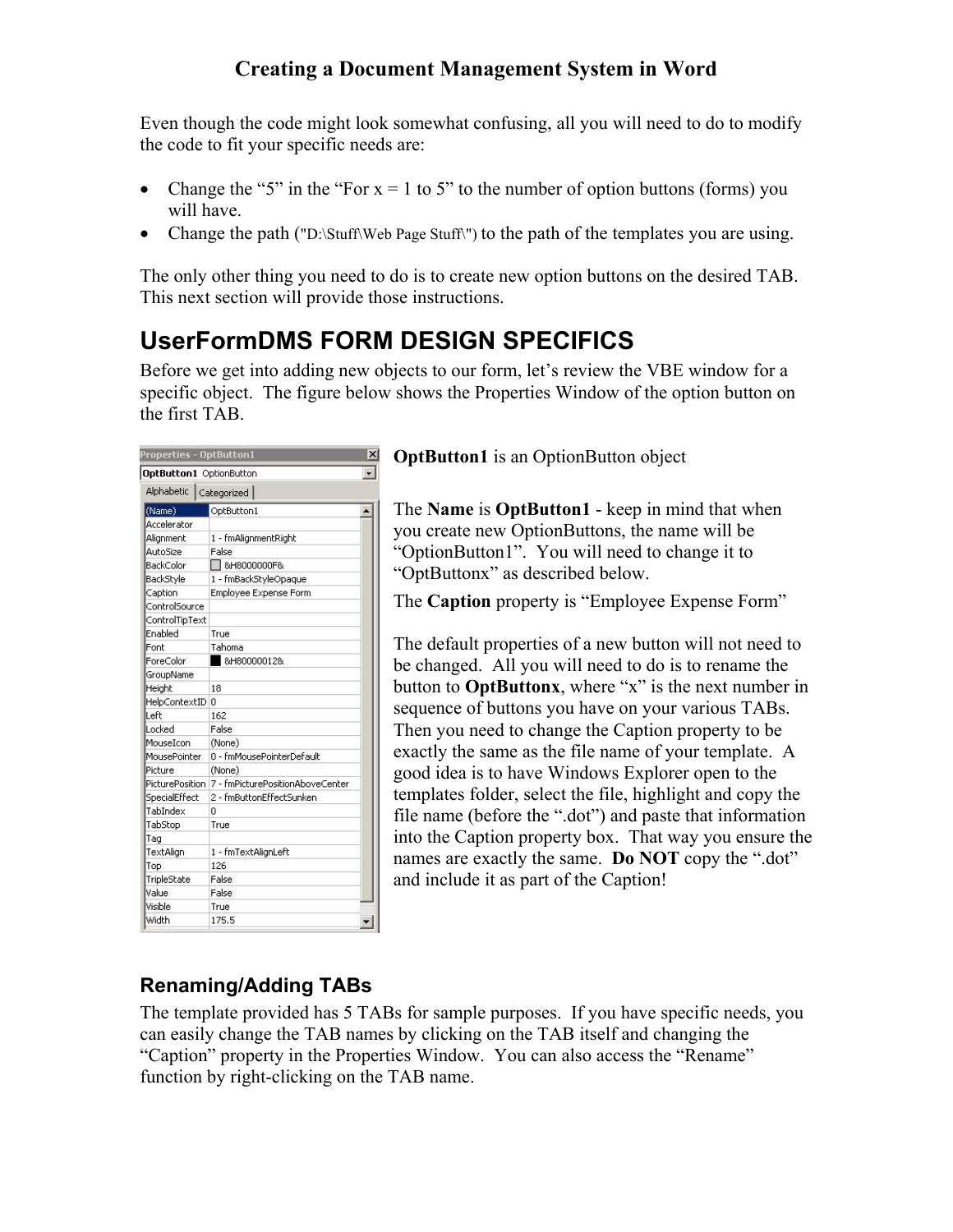## Creating a Document Management System in Word

Even though the code might look somewhat confusing, all you will need to do to modify the code to fit your specific needs are:

- Change the "5" in the "For x = 1 to 5" to the number of option buttons (forms) you will have.
- Change the path ("D:\Stuff\Web Page Stuff\") to the path of the templates you are using.

The only other thing you need to do is to create new option buttons on the desired TAB. This next section will provide those instructions.

# UserFormDMS FORM DESIGN SPECIFICS

Before we get into adding new objects to our form, let's review the VBE window for a specific object. The figure below shows the Properties Window of the option button on the first TAB.

Properties - OptButton1

OptButton1 OptionButton

Alphabetic | Categorized

| Property | Value |
|---|---|
| (Name) | OptButton1 |
| Accelerator | |
| Alignment | 1 - fmAlignmentRight |
| AutoSize | False |
| BackColor | &H8000000F& |
| BackStyle | 1 - fmBackStyleOpaque |
| Caption | Employee Expense Form |
| ControlSource | |
| ControlTipText | |
| Enabled | True |
| Font | Tahoma |
| ForeColor | &H80000012& |
| GroupName | |
| Height | 18 |
| HelpContextID | 0 |
| Left | 162 |
| Locked | False |
| MouseIcon | (None) |
| MousePointer | 0 - fmMousePointerDefault |
| Picture | (None) |
| PicturePosition | 7 - fmPicturePositionAboveCenter |
| SpecialEffect | 2 - fmButtonEffectSunken |
| TabIndex | 0 |
| TabStop | True |
| Tag | |
| TextAlign | 1 - fmTextAlignLeft |
| Top | 126 |
| TripleState | False |
| Value | False |
| Visible | True |
| Width | 175.5 |

**OptButton1** is an OptionButton object

The **Name** is **OptButton1** - keep in mind that when you create new OptionButtons, the name will be "OptionButton1". You will need to change it to "OptButtonx" as described below.

The **Caption** property is "Employee Expense Form"

The default properties of a new button will not need to be changed. All you will need to do is to rename the button to **OptButtonx**, where "x" is the next number in sequence of buttons you have on your various TABs. Then you need to change the Caption property to be exactly the same as the file name of your template. A good idea is to have Windows Explorer open to the templates folder, select the file, highlight and copy the file name (before the ".dot") and paste that information into the Caption property box. That way you ensure the names are exactly the same. **Do NOT** copy the ".dot" and include it as part of the Caption!

### Renaming/Adding TABs

The template provided has 5 TABs for sample purposes. If you have specific needs, you can easily change the TAB names by clicking on the TAB itself and changing the "Caption" property in the Properties Window. You can also access the "Rename" function by right-clicking on the TAB name.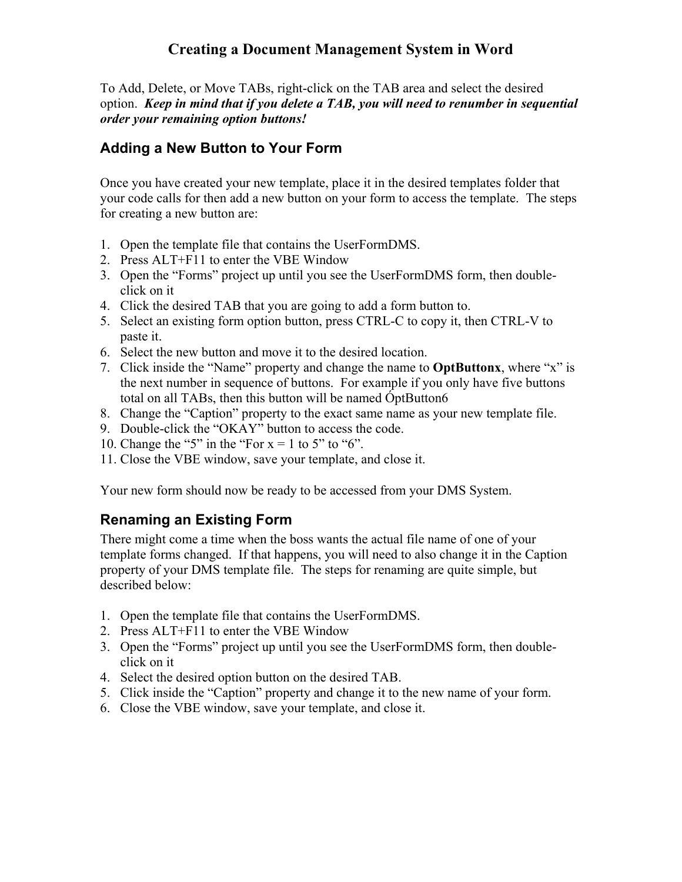# Creating a Document Management System in Word

To Add, Delete, or Move TABs, right-click on the TAB area and select the desired option. ***Keep in mind that if you delete a TAB, you will need to renumber in sequential order your remaining option buttons!***

## Adding a New Button to Your Form

Once you have created your new template, place it in the desired templates folder that your code calls for then add a new button on your form to access the template. The steps for creating a new button are:

1. Open the template file that contains the UserFormDMS.
2. Press ALT+F11 to enter the VBE Window
3. Open the "Forms" project up until you see the UserFormDMS form, then double-click on it
4. Click the desired TAB that you are going to add a form button to.
5. Select an existing form option button, press CTRL-C to copy it, then CTRL-V to paste it.
6. Select the new button and move it to the desired location.
7. Click inside the "Name" property and change the name to **OptButtonx**, where "x" is the next number in sequence of buttons. For example if you only have five buttons total on all TABs, then this button will be named ÓptButton6
8. Change the "Caption" property to the exact same name as your new template file.
9. Double-click the "OKAY" button to access the code.
10. Change the "5" in the "For x = 1 to 5" to "6".
11. Close the VBE window, save your template, and close it.

Your new form should now be ready to be accessed from your DMS System.

## Renaming an Existing Form

There might come a time when the boss wants the actual file name of one of your template forms changed. If that happens, you will need to also change it in the Caption property of your DMS template file. The steps for renaming are quite simple, but described below:

1. Open the template file that contains the UserFormDMS.
2. Press ALT+F11 to enter the VBE Window
3. Open the "Forms" project up until you see the UserFormDMS form, then double-click on it
4. Select the desired option button on the desired TAB.
5. Click inside the "Caption" property and change it to the new name of your form.
6. Close the VBE window, save your template, and close it.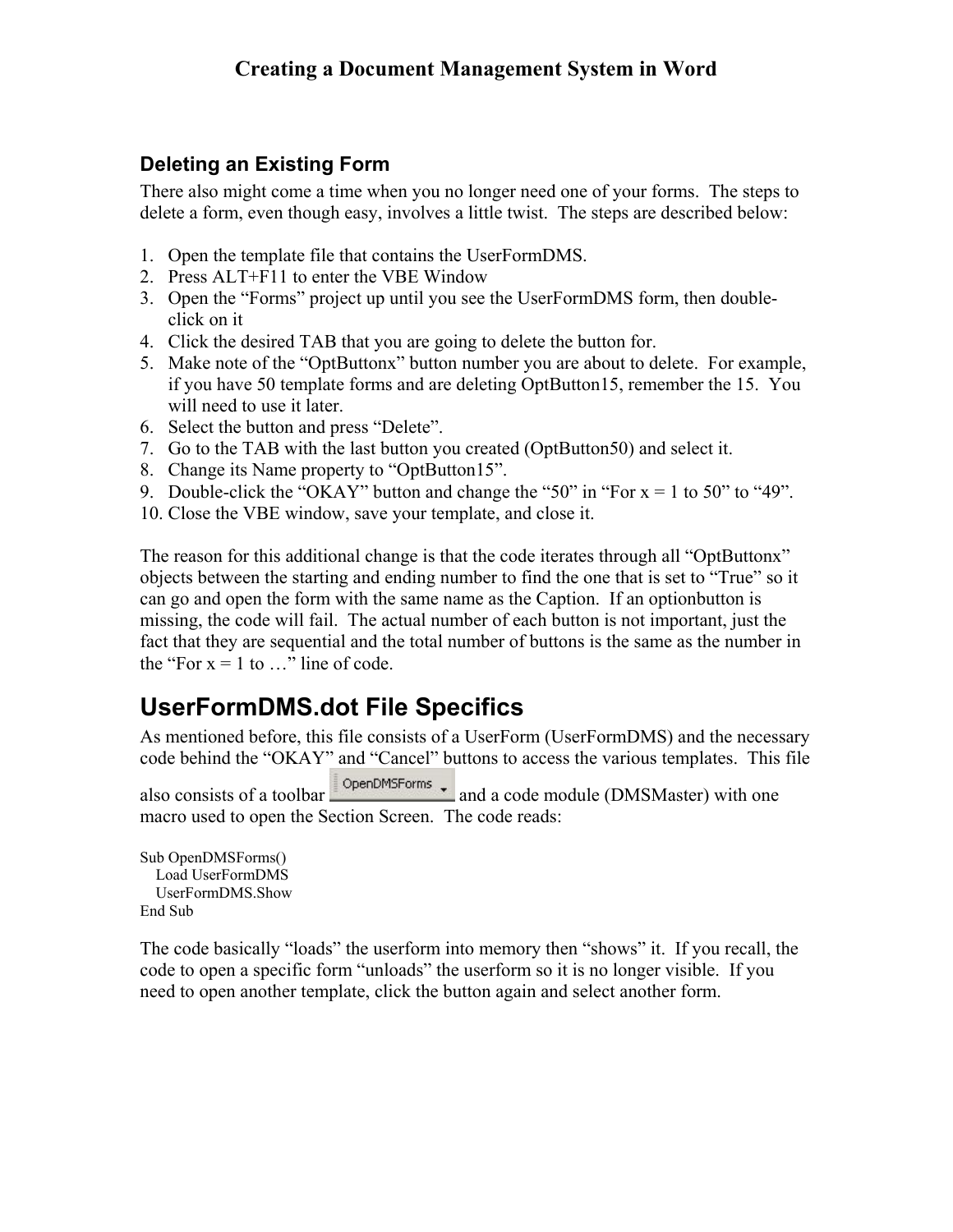## Deleting an Existing Form

There also might come a time when you no longer need one of your forms. The steps to delete a form, even though easy, involves a little twist. The steps are described below:

1. Open the template file that contains the UserFormDMS.
2. Press ALT+F11 to enter the VBE Window
3. Open the "Forms" project up until you see the UserFormDMS form, then double-click on it
4. Click the desired TAB that you are going to delete the button for.
5. Make note of the "OptButtonx" button number you are about to delete. For example, if you have 50 template forms and are deleting OptButton15, remember the 15. You will need to use it later.
6. Select the button and press "Delete".
7. Go to the TAB with the last button you created (OptButton50) and select it.
8. Change its Name property to "OptButton15".
9. Double-click the "OKAY" button and change the "50" in "For x = 1 to 50" to "49".
10. Close the VBE window, save your template, and close it.

The reason for this additional change is that the code iterates through all "OptButtonx" objects between the starting and ending number to find the one that is set to "True" so it can go and open the form with the same name as the Caption. If an optionbutton is missing, the code will fail. The actual number of each button is not important, just the fact that they are sequential and the total number of buttons is the same as the number in the "For x = 1 to …" line of code.

# UserFormDMS.dot File Specifics

As mentioned before, this file consists of a UserForm (UserFormDMS) and the necessary code behind the "OKAY" and "Cancel" buttons to access the various templates. This file also consists of a toolbar OpenDMSForms and a code module (DMSMaster) with one macro used to open the Section Screen. The code reads:

```
Sub OpenDMSForms()
    Load UserFormDMS
    UserFormDMS.Show
End Sub
```

The code basically "loads" the userform into memory then "shows" it. If you recall, the code to open a specific form "unloads" the userform so it is no longer visible. If you need to open another template, click the button again and select another form.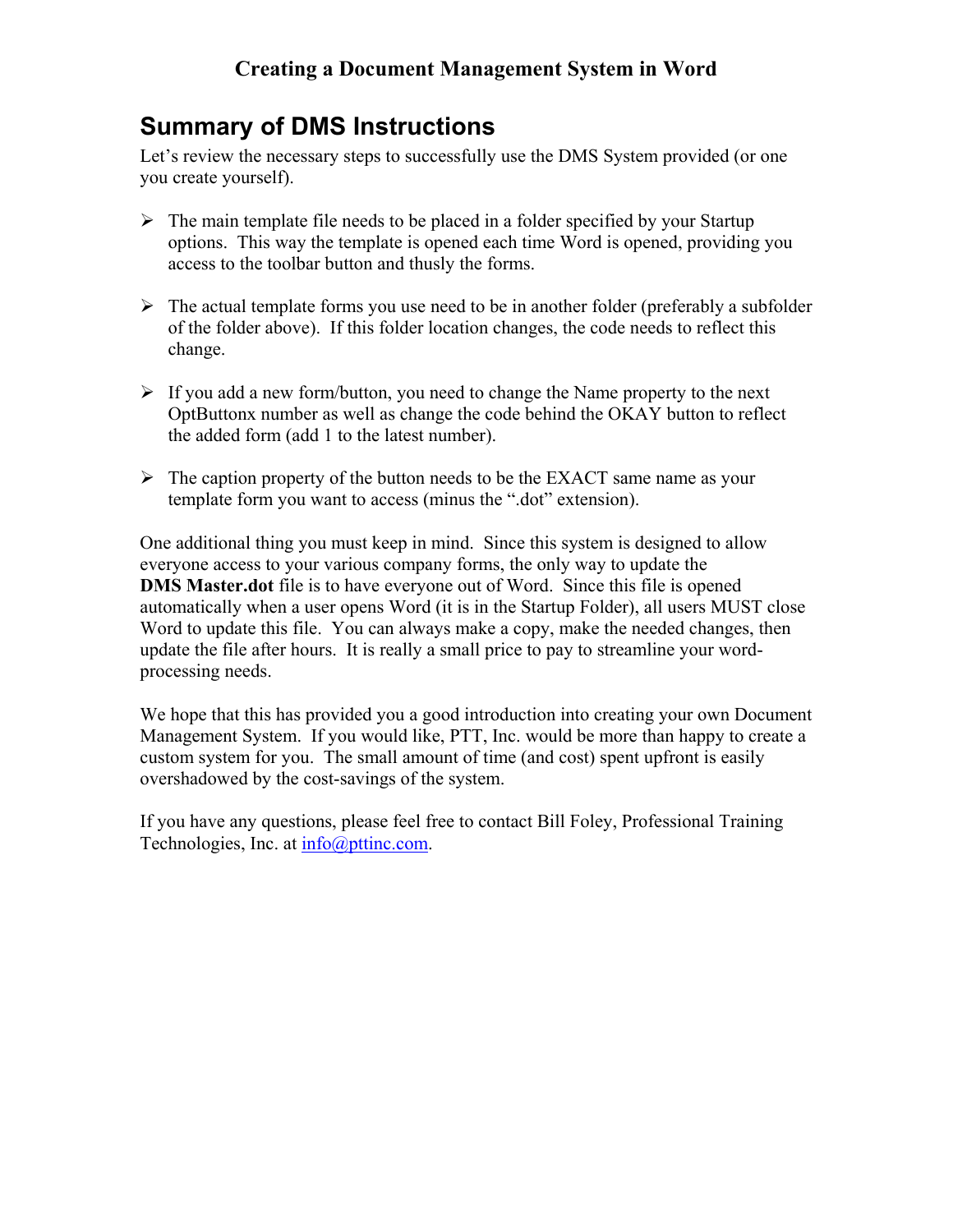## Summary of DMS Instructions

Let's review the necessary steps to successfully use the DMS System provided (or one you create yourself).

- The main template file needs to be placed in a folder specified by your Startup options. This way the template is opened each time Word is opened, providing you access to the toolbar button and thusly the forms.
- The actual template forms you use need to be in another folder (preferably a subfolder of the folder above). If this folder location changes, the code needs to reflect this change.
- If you add a new form/button, you need to change the Name property to the next OptButtonx number as well as change the code behind the OKAY button to reflect the added form (add 1 to the latest number).
- The caption property of the button needs to be the EXACT same name as your template form you want to access (minus the ".dot" extension).

One additional thing you must keep in mind. Since this system is designed to allow everyone access to your various company forms, the only way to update the **DMS Master.dot** file is to have everyone out of Word. Since this file is opened automatically when a user opens Word (it is in the Startup Folder), all users MUST close Word to update this file. You can always make a copy, make the needed changes, then update the file after hours. It is really a small price to pay to streamline your word-processing needs.

We hope that this has provided you a good introduction into creating your own Document Management System. If you would like, PTT, Inc. would be more than happy to create a custom system for you. The small amount of time (and cost) spent upfront is easily overshadowed by the cost-savings of the system.

If you have any questions, please feel free to contact Bill Foley, Professional Training Technologies, Inc. at info@pttinc.com.